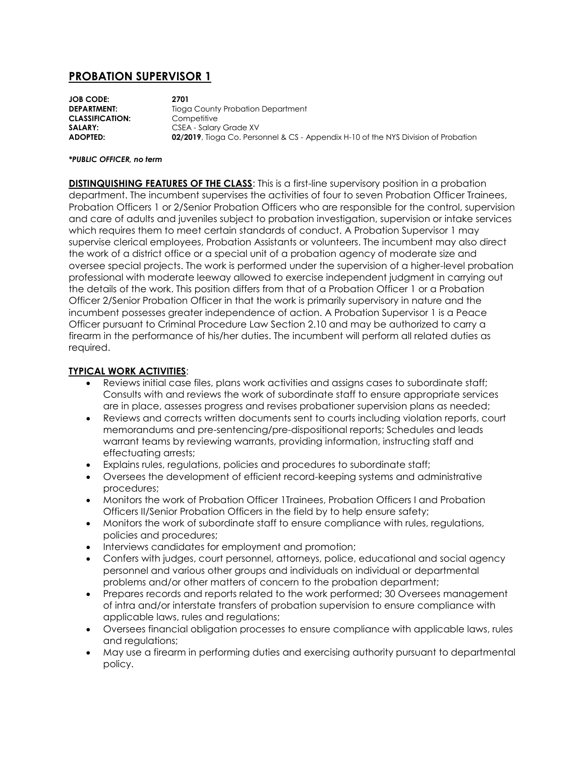# PROBATION SUPERVISOR 1

**JOB CODE:** **2701**
**DEPARTMENT:** Tioga County Probation Department
**CLASSIFICATION:** Competitive
**SALARY:** CSEA - Salary Grade XV
**ADOPTED:** **02/2019**, Tioga Co. Personnel & CS - Appendix H-10 of the NYS Division of Probation

***PUBLIC OFFICER, no term***

**DISTINQUISHING FEATURES OF THE CLASS**: This is a first-line supervisory position in a probation department. The incumbent supervises the activities of four to seven Probation Officer Trainees, Probation Officers 1 or 2/Senior Probation Officers who are responsible for the control, supervision and care of adults and juveniles subject to probation investigation, supervision or intake services which requires them to meet certain standards of conduct. A Probation Supervisor 1 may supervise clerical employees, Probation Assistants or volunteers. The incumbent may also direct the work of a district office or a special unit of a probation agency of moderate size and oversee special projects. The work is performed under the supervision of a higher-level probation professional with moderate leeway allowed to exercise independent judgment in carrying out the details of the work. This position differs from that of a Probation Officer 1 or a Probation Officer 2/Senior Probation Officer in that the work is primarily supervisory in nature and the incumbent possesses greater independence of action. A Probation Supervisor 1 is a Peace Officer pursuant to Criminal Procedure Law Section 2.10 and may be authorized to carry a firearm in the performance of his/her duties. The incumbent will perform all related duties as required.

**TYPICAL WORK ACTIVITIES**:

- Reviews initial case files, plans work activities and assigns cases to subordinate staff; Consults with and reviews the work of subordinate staff to ensure appropriate services are in place, assesses progress and revises probationer supervision plans as needed;
- Reviews and corrects written documents sent to courts including violation reports, court memorandums and pre-sentencing/pre-dispositional reports; Schedules and leads warrant teams by reviewing warrants, providing information, instructing staff and effectuating arrests;
- Explains rules, regulations, policies and procedures to subordinate staff;
- Oversees the development of efficient record-keeping systems and administrative procedures;
- Monitors the work of Probation Officer 1Trainees, Probation Officers I and Probation Officers II/Senior Probation Officers in the field by to help ensure safety;
- Monitors the work of subordinate staff to ensure compliance with rules, regulations, policies and procedures;
- Interviews candidates for employment and promotion;
- Confers with judges, court personnel, attorneys, police, educational and social agency personnel and various other groups and individuals on individual or departmental problems and/or other matters of concern to the probation department;
- Prepares records and reports related to the work performed; 30 Oversees management of intra and/or interstate transfers of probation supervision to ensure compliance with applicable laws, rules and regulations;
- Oversees financial obligation processes to ensure compliance with applicable laws, rules and regulations;
- May use a firearm in performing duties and exercising authority pursuant to departmental policy.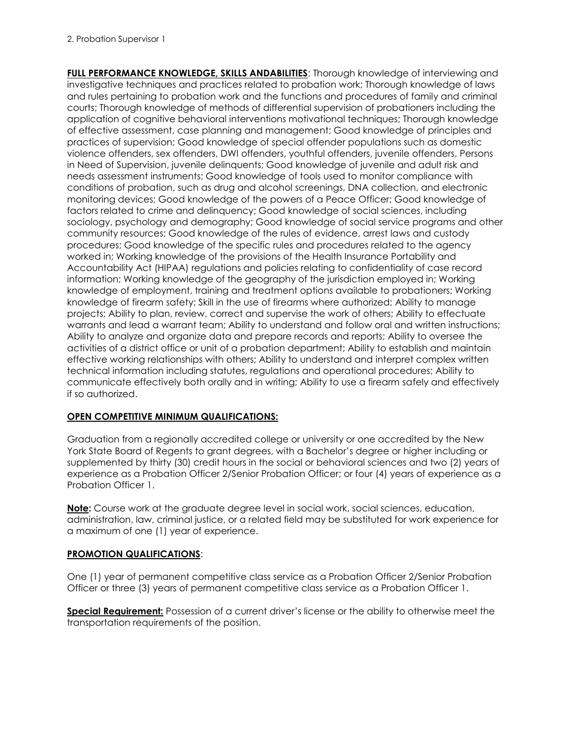2. Probation Supervisor 1

**FULL PERFORMANCE KNOWLEDGE, SKILLS ANDABILITIES**: Thorough knowledge of interviewing and investigative techniques and practices related to probation work; Thorough knowledge of laws and rules pertaining to probation work and the functions and procedures of family and criminal courts; Thorough knowledge of methods of differential supervision of probationers including the application of cognitive behavioral interventions motivational techniques; Thorough knowledge of effective assessment, case planning and management; Good knowledge of principles and practices of supervision; Good knowledge of special offender populations such as domestic violence offenders, sex offenders, DWI offenders, youthful offenders, juvenile offenders, Persons in Need of Supervision, juvenile delinquents; Good knowledge of juvenile and adult risk and needs assessment instruments; Good knowledge of tools used to monitor compliance with conditions of probation, such as drug and alcohol screenings, DNA collection, and electronic monitoring devices; Good knowledge of the powers of a Peace Officer; Good knowledge of factors related to crime and delinquency; Good knowledge of social sciences, including sociology, psychology and demography; Good knowledge of social service programs and other community resources; Good knowledge of the rules of evidence, arrest laws and custody procedures; Good knowledge of the specific rules and procedures related to the agency worked in; Working knowledge of the provisions of the Health Insurance Portability and Accountability Act (HIPAA) regulations and policies relating to confidentiality of case record information; Working knowledge of the geography of the jurisdiction employed in; Working knowledge of employment, training and treatment options available to probationers; Working knowledge of firearm safety; Skill in the use of firearms where authorized; Ability to manage projects; Ability to plan, review, correct and supervise the work of others; Ability to effectuate warrants and lead a warrant team; Ability to understand and follow oral and written instructions; Ability to analyze and organize data and prepare records and reports; Ability to oversee the activities of a district office or unit of a probation department; Ability to establish and maintain effective working relationships with others; Ability to understand and interpret complex written technical information including statutes, regulations and operational procedures; Ability to communicate effectively both orally and in writing; Ability to use a firearm safely and effectively if so authorized.

**OPEN COMPETITIVE MINIMUM QUALIFICATIONS:**

Graduation from a regionally accredited college or university or one accredited by the New York State Board of Regents to grant degrees, with a Bachelor's degree or higher including or supplemented by thirty (30) credit hours in the social or behavioral sciences and two (2) years of experience as a Probation Officer 2/Senior Probation Officer; or four (4) years of experience as a Probation Officer 1.

**Note:** Course work at the graduate degree level in social work, social sciences, education, administration, law, criminal justice, or a related field may be substituted for work experience for a maximum of one (1) year of experience.

**PROMOTION QUALIFICATIONS**:

One (1) year of permanent competitive class service as a Probation Officer 2/Senior Probation Officer or three (3) years of permanent competitive class service as a Probation Officer 1.

**Special Requirement:** Possession of a current driver's license or the ability to otherwise meet the transportation requirements of the position.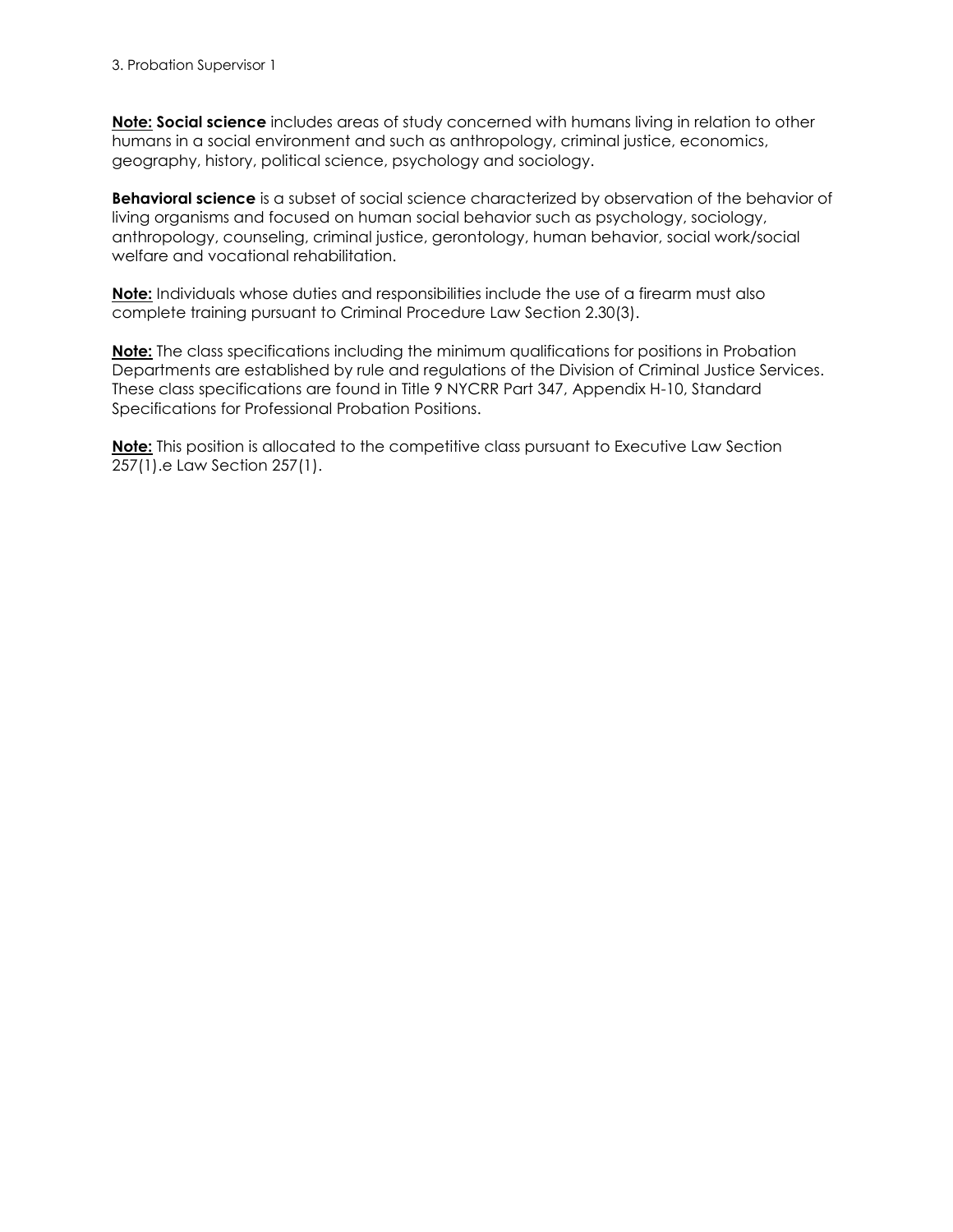**Note: Social science** includes areas of study concerned with humans living in relation to other humans in a social environment and such as anthropology, criminal justice, economics, geography, history, political science, psychology and sociology.

**Behavioral science** is a subset of social science characterized by observation of the behavior of living organisms and focused on human social behavior such as psychology, sociology, anthropology, counseling, criminal justice, gerontology, human behavior, social work/social welfare and vocational rehabilitation.

**Note:** Individuals whose duties and responsibilities include the use of a firearm must also complete training pursuant to Criminal Procedure Law Section 2.30(3).

**Note:** The class specifications including the minimum qualifications for positions in Probation Departments are established by rule and regulations of the Division of Criminal Justice Services. These class specifications are found in Title 9 NYCRR Part 347, Appendix H-10, Standard Specifications for Professional Probation Positions.

**Note:** This position is allocated to the competitive class pursuant to Executive Law Section 257(1).e Law Section 257(1).